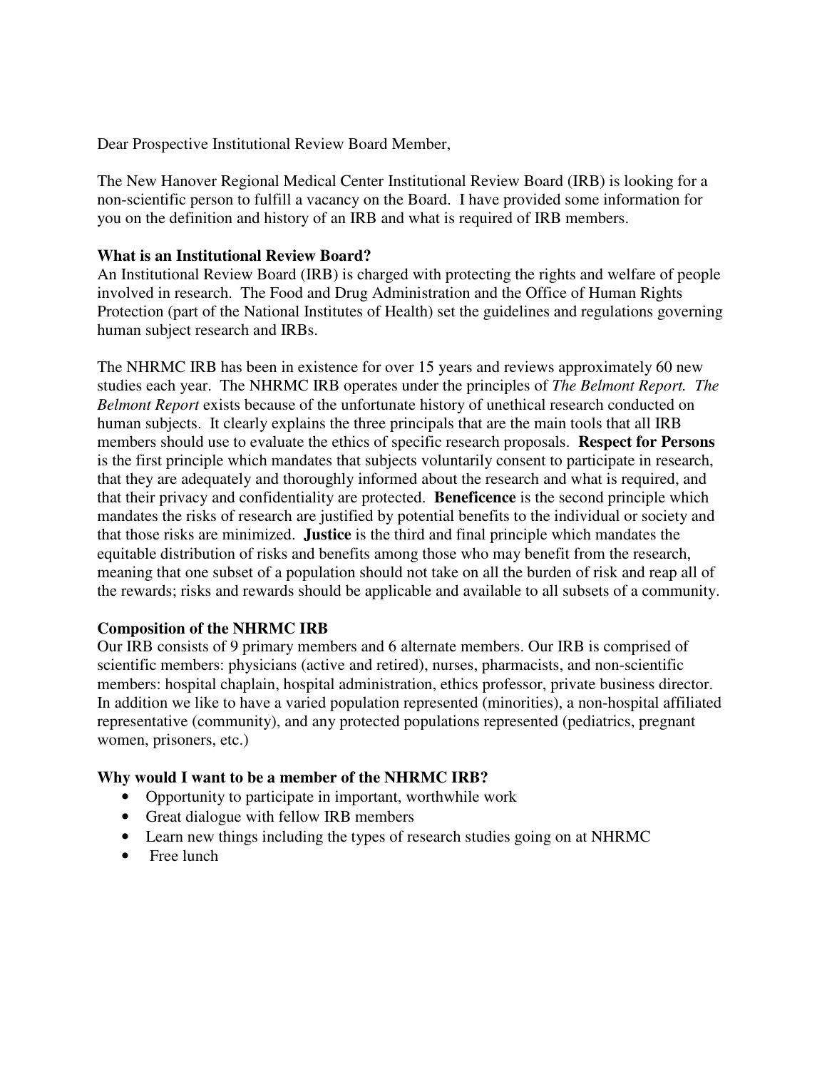Dear Prospective Institutional Review Board Member,

The New Hanover Regional Medical Center Institutional Review Board (IRB) is looking for a non-scientific person to fulfill a vacancy on the Board. I have provided some information for you on the definition and history of an IRB and what is required of IRB members.

**What is an Institutional Review Board?**

An Institutional Review Board (IRB) is charged with protecting the rights and welfare of people involved in research. The Food and Drug Administration and the Office of Human Rights Protection (part of the National Institutes of Health) set the guidelines and regulations governing human subject research and IRBs.

The NHRMC IRB has been in existence for over 15 years and reviews approximately 60 new studies each year. The NHRMC IRB operates under the principles of *The Belmont Report. The Belmont Report* exists because of the unfortunate history of unethical research conducted on human subjects. It clearly explains the three principals that are the main tools that all IRB members should use to evaluate the ethics of specific research proposals. **Respect for Persons** is the first principle which mandates that subjects voluntarily consent to participate in research, that they are adequately and thoroughly informed about the research and what is required, and that their privacy and confidentiality are protected. **Beneficence** is the second principle which mandates the risks of research are justified by potential benefits to the individual or society and that those risks are minimized. **Justice** is the third and final principle which mandates the equitable distribution of risks and benefits among those who may benefit from the research, meaning that one subset of a population should not take on all the burden of risk and reap all of the rewards; risks and rewards should be applicable and available to all subsets of a community.

**Composition of the NHRMC IRB**

Our IRB consists of 9 primary members and 6 alternate members. Our IRB is comprised of scientific members: physicians (active and retired), nurses, pharmacists, and non-scientific members: hospital chaplain, hospital administration, ethics professor, private business director. In addition we like to have a varied population represented (minorities), a non-hospital affiliated representative (community), and any protected populations represented (pediatrics, pregnant women, prisoners, etc.)

**Why would I want to be a member of the NHRMC IRB?**

- Opportunity to participate in important, worthwhile work
- Great dialogue with fellow IRB members
- Learn new things including the types of research studies going on at NHRMC
- Free lunch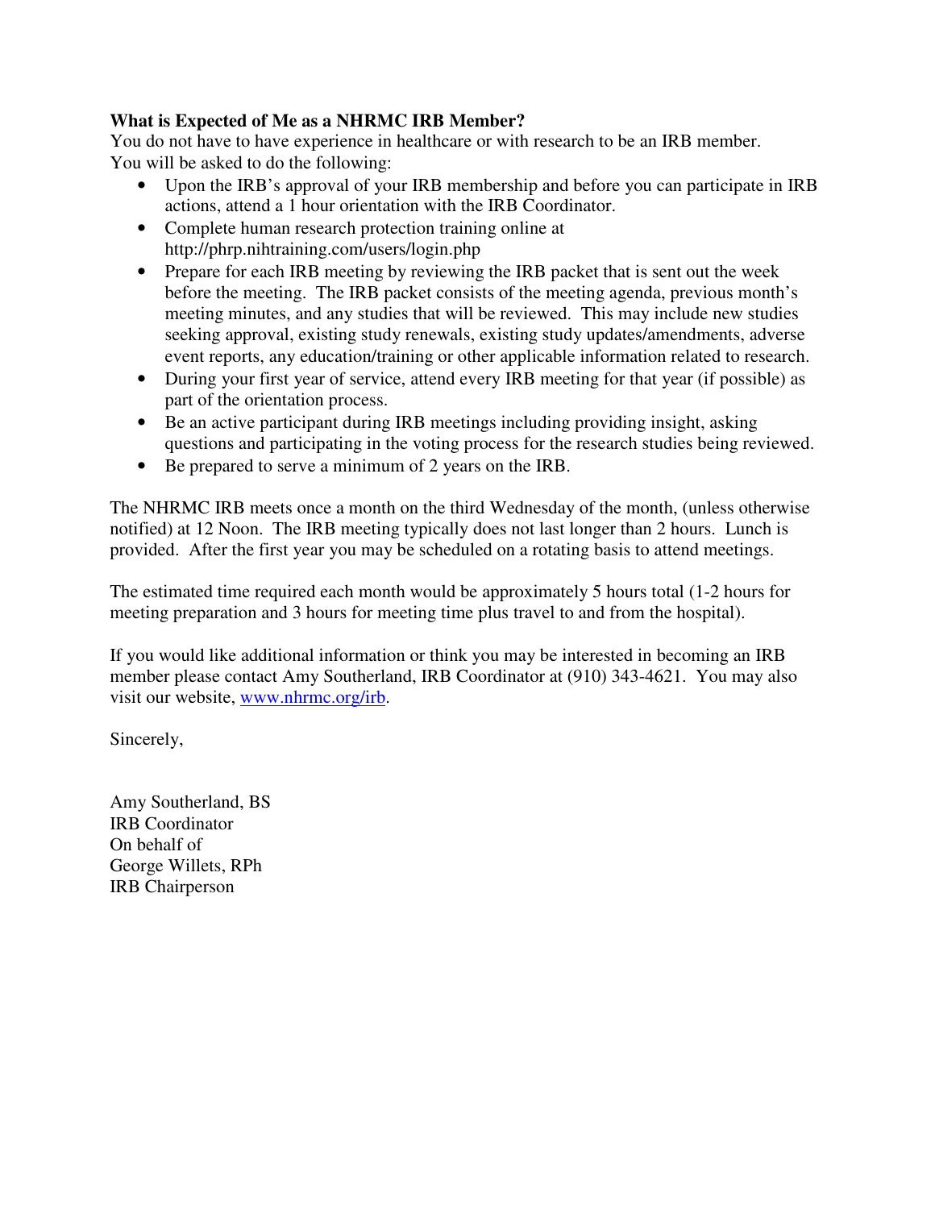**What is Expected of Me as a NHRMC IRB Member?**

You do not have to have experience in healthcare or with research to be an IRB member. You will be asked to do the following:

- Upon the IRB's approval of your IRB membership and before you can participate in IRB actions, attend a 1 hour orientation with the IRB Coordinator.
- Complete human research protection training online at http://phrp.nihtraining.com/users/login.php
- Prepare for each IRB meeting by reviewing the IRB packet that is sent out the week before the meeting. The IRB packet consists of the meeting agenda, previous month's meeting minutes, and any studies that will be reviewed. This may include new studies seeking approval, existing study renewals, existing study updates/amendments, adverse event reports, any education/training or other applicable information related to research.
- During your first year of service, attend every IRB meeting for that year (if possible) as part of the orientation process.
- Be an active participant during IRB meetings including providing insight, asking questions and participating in the voting process for the research studies being reviewed.
- Be prepared to serve a minimum of 2 years on the IRB.

The NHRMC IRB meets once a month on the third Wednesday of the month, (unless otherwise notified) at 12 Noon. The IRB meeting typically does not last longer than 2 hours. Lunch is provided. After the first year you may be scheduled on a rotating basis to attend meetings.

The estimated time required each month would be approximately 5 hours total (1-2 hours for meeting preparation and 3 hours for meeting time plus travel to and from the hospital).

If you would like additional information or think you may be interested in becoming an IRB member please contact Amy Southerland, IRB Coordinator at (910) 343-4621. You may also visit our website, www.nhrmc.org/irb.

Sincerely,

Amy Southerland, BS
IRB Coordinator
On behalf of
George Willets, RPh
IRB Chairperson